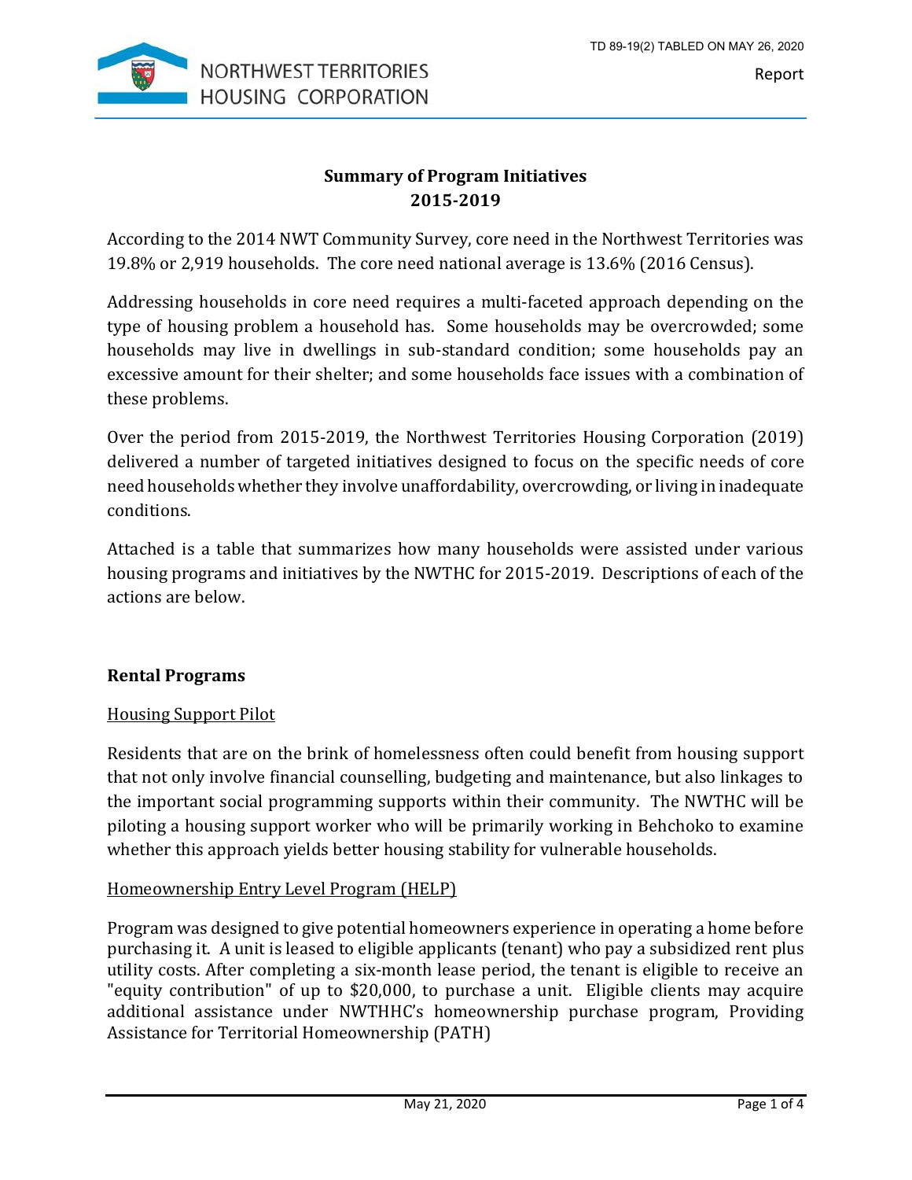**Summary of Program Initiatives**
**2015-2019**

According to the 2014 NWT Community Survey, core need in the Northwest Territories was 19.8% or 2,919 households. The core need national average is 13.6% (2016 Census).

Addressing households in core need requires a multi-faceted approach depending on the type of housing problem a household has. Some households may be overcrowded; some households may live in dwellings in sub-standard condition; some households pay an excessive amount for their shelter; and some households face issues with a combination of these problems.

Over the period from 2015-2019, the Northwest Territories Housing Corporation (2019) delivered a number of targeted initiatives designed to focus on the specific needs of core need households whether they involve unaffordability, overcrowding, or living in inadequate conditions.

Attached is a table that summarizes how many households were assisted under various housing programs and initiatives by the NWTHC for 2015-2019. Descriptions of each of the actions are below.

## Rental Programs

### Housing Support Pilot

Residents that are on the brink of homelessness often could benefit from housing support that not only involve financial counselling, budgeting and maintenance, but also linkages to the important social programming supports within their community. The NWTHC will be piloting a housing support worker who will be primarily working in Behchoko to examine whether this approach yields better housing stability for vulnerable households.

### Homeownership Entry Level Program (HELP)

Program was designed to give potential homeowners experience in operating a home before purchasing it. A unit is leased to eligible applicants (tenant) who pay a subsidized rent plus utility costs. After completing a six-month lease period, the tenant is eligible to receive an "equity contribution" of up to $20,000, to purchase a unit. Eligible clients may acquire additional assistance under NWTHHC's homeownership purchase program, Providing Assistance for Territorial Homeownership (PATH)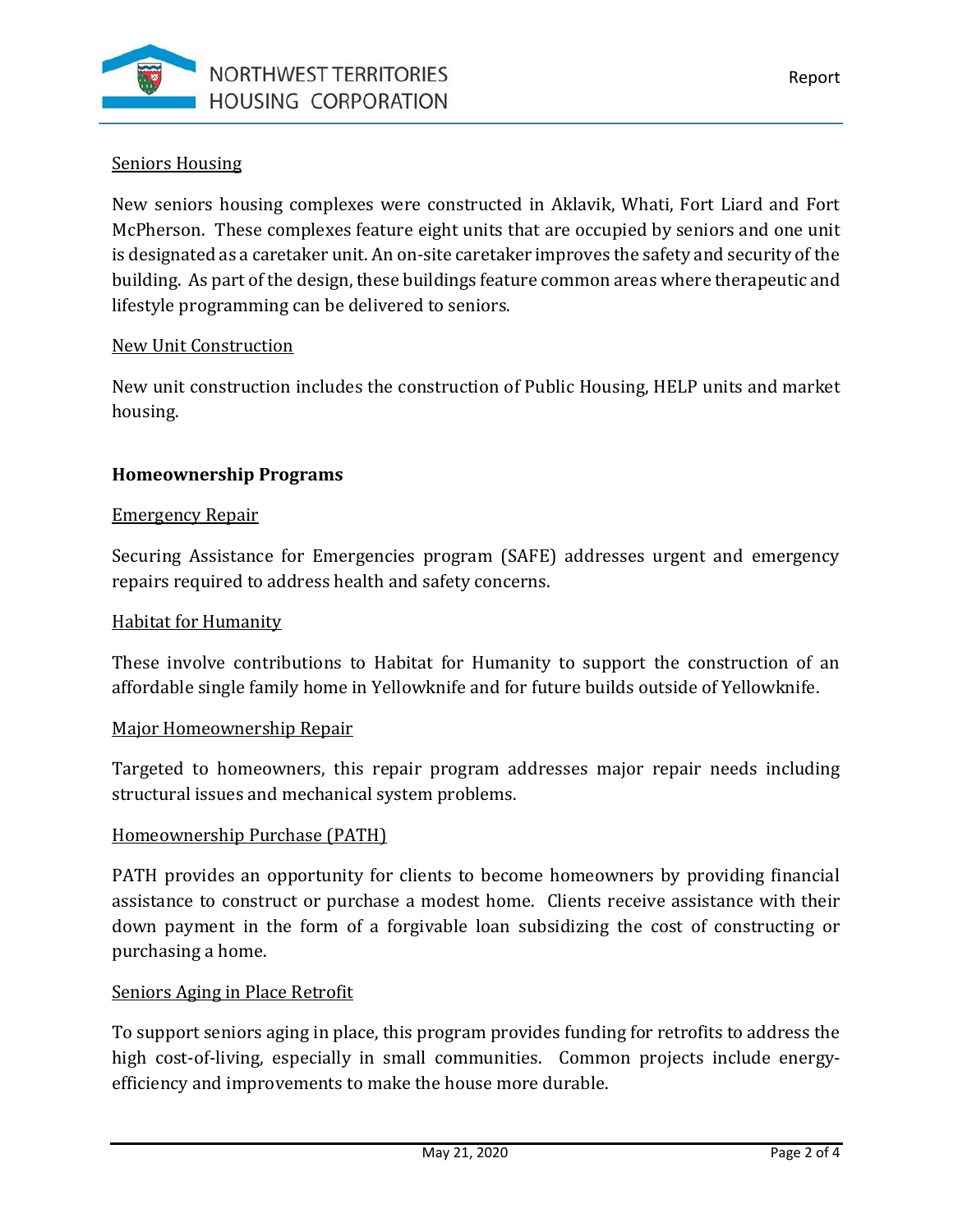Seniors Housing

New seniors housing complexes were constructed in Aklavik, Whati, Fort Liard and Fort McPherson. These complexes feature eight units that are occupied by seniors and one unit is designated as a caretaker unit. An on-site caretaker improves the safety and security of the building. As part of the design, these buildings feature common areas where therapeutic and lifestyle programming can be delivered to seniors.

New Unit Construction

New unit construction includes the construction of Public Housing, HELP units and market housing.

**Homeownership Programs**

Emergency Repair

Securing Assistance for Emergencies program (SAFE) addresses urgent and emergency repairs required to address health and safety concerns.

Habitat for Humanity

These involve contributions to Habitat for Humanity to support the construction of an affordable single family home in Yellowknife and for future builds outside of Yellowknife.

Major Homeownership Repair

Targeted to homeowners, this repair program addresses major repair needs including structural issues and mechanical system problems.

Homeownership Purchase (PATH)

PATH provides an opportunity for clients to become homeowners by providing financial assistance to construct or purchase a modest home. Clients receive assistance with their down payment in the form of a forgivable loan subsidizing the cost of constructing or purchasing a home.

Seniors Aging in Place Retrofit

To support seniors aging in place, this program provides funding for retrofits to address the high cost-of-living, especially in small communities. Common projects include energy-efficiency and improvements to make the house more durable.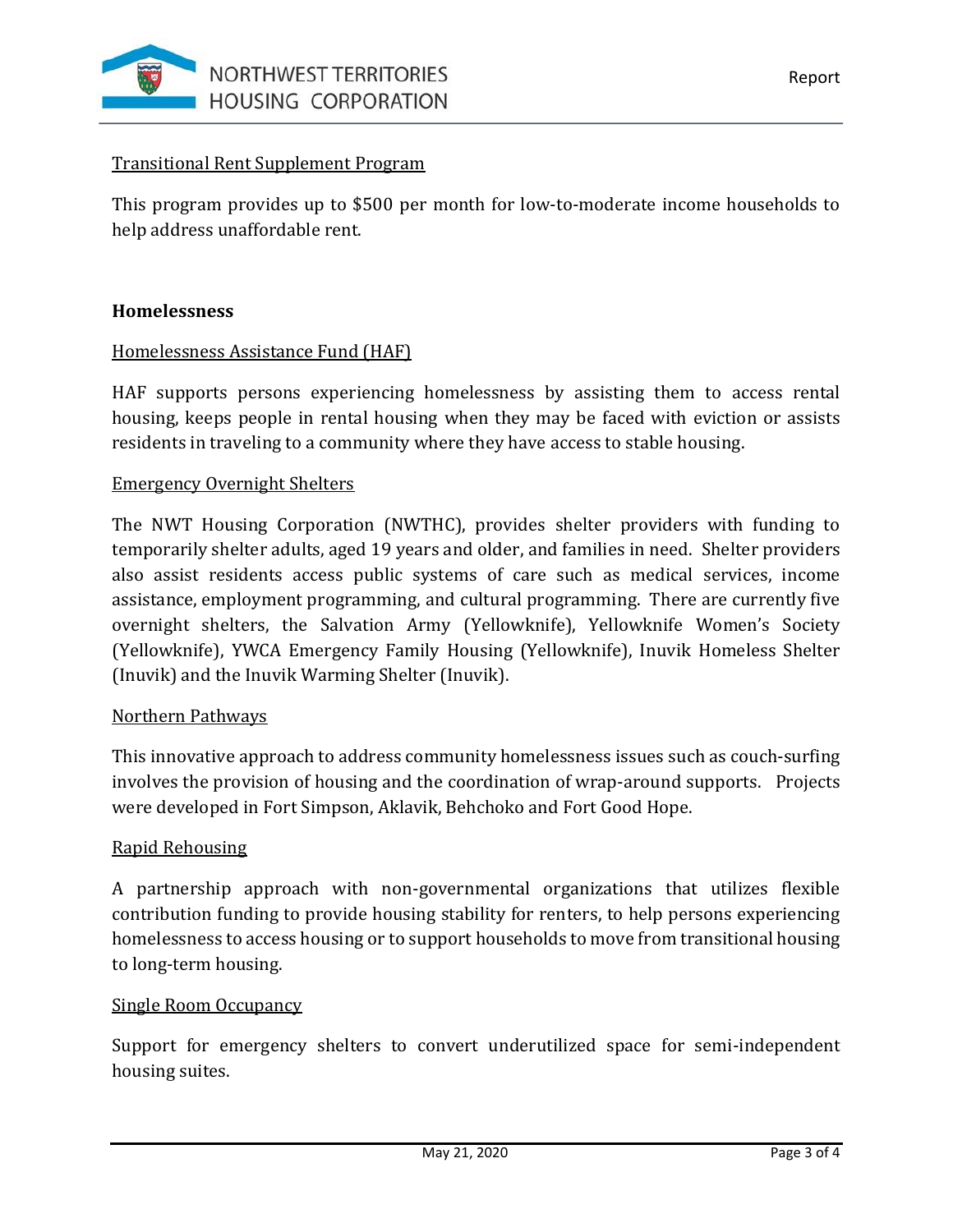<u>Transitional Rent Supplement Program</u>

This program provides up to $500 per month for low-to-moderate income households to help address unaffordable rent.

**Homelessness**

<u>Homelessness Assistance Fund (HAF)</u>

HAF supports persons experiencing homelessness by assisting them to access rental housing, keeps people in rental housing when they may be faced with eviction or assists residents in traveling to a community where they have access to stable housing.

<u>Emergency Overnight Shelters</u>

The NWT Housing Corporation (NWTHC), provides shelter providers with funding to temporarily shelter adults, aged 19 years and older, and families in need. Shelter providers also assist residents access public systems of care such as medical services, income assistance, employment programming, and cultural programming. There are currently five overnight shelters, the Salvation Army (Yellowknife), Yellowknife Women's Society (Yellowknife), YWCA Emergency Family Housing (Yellowknife), Inuvik Homeless Shelter (Inuvik) and the Inuvik Warming Shelter (Inuvik).

<u>Northern Pathways</u>

This innovative approach to address community homelessness issues such as couch-surfing involves the provision of housing and the coordination of wrap-around supports. Projects were developed in Fort Simpson, Aklavik, Behchoko and Fort Good Hope.

<u>Rapid Rehousing</u>

A partnership approach with non-governmental organizations that utilizes flexible contribution funding to provide housing stability for renters, to help persons experiencing homelessness to access housing or to support households to move from transitional housing to long-term housing.

<u>Single Room Occupancy</u>

Support for emergency shelters to convert underutilized space for semi-independent housing suites.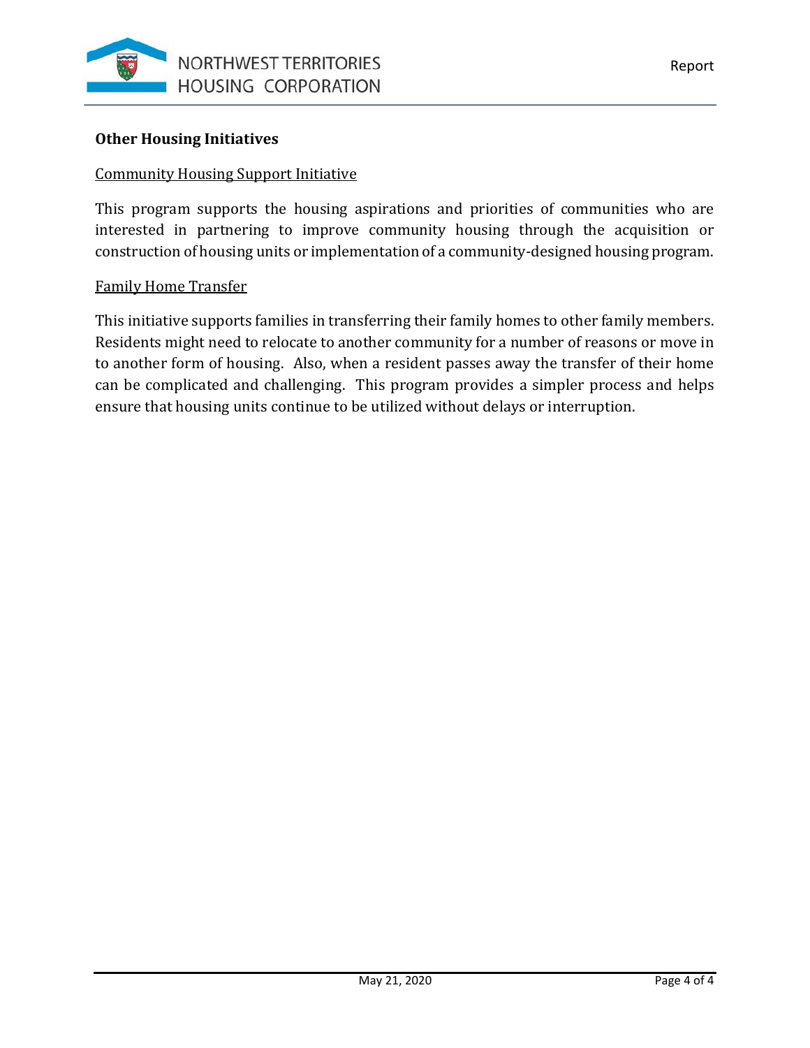**Other Housing Initiatives**

Community Housing Support Initiative

This program supports the housing aspirations and priorities of communities who are interested in partnering to improve community housing through the acquisition or construction of housing units or implementation of a community-designed housing program.

Family Home Transfer

This initiative supports families in transferring their family homes to other family members. Residents might need to relocate to another community for a number of reasons or move in to another form of housing. Also, when a resident passes away the transfer of their home can be complicated and challenging. This program provides a simpler process and helps ensure that housing units continue to be utilized without delays or interruption.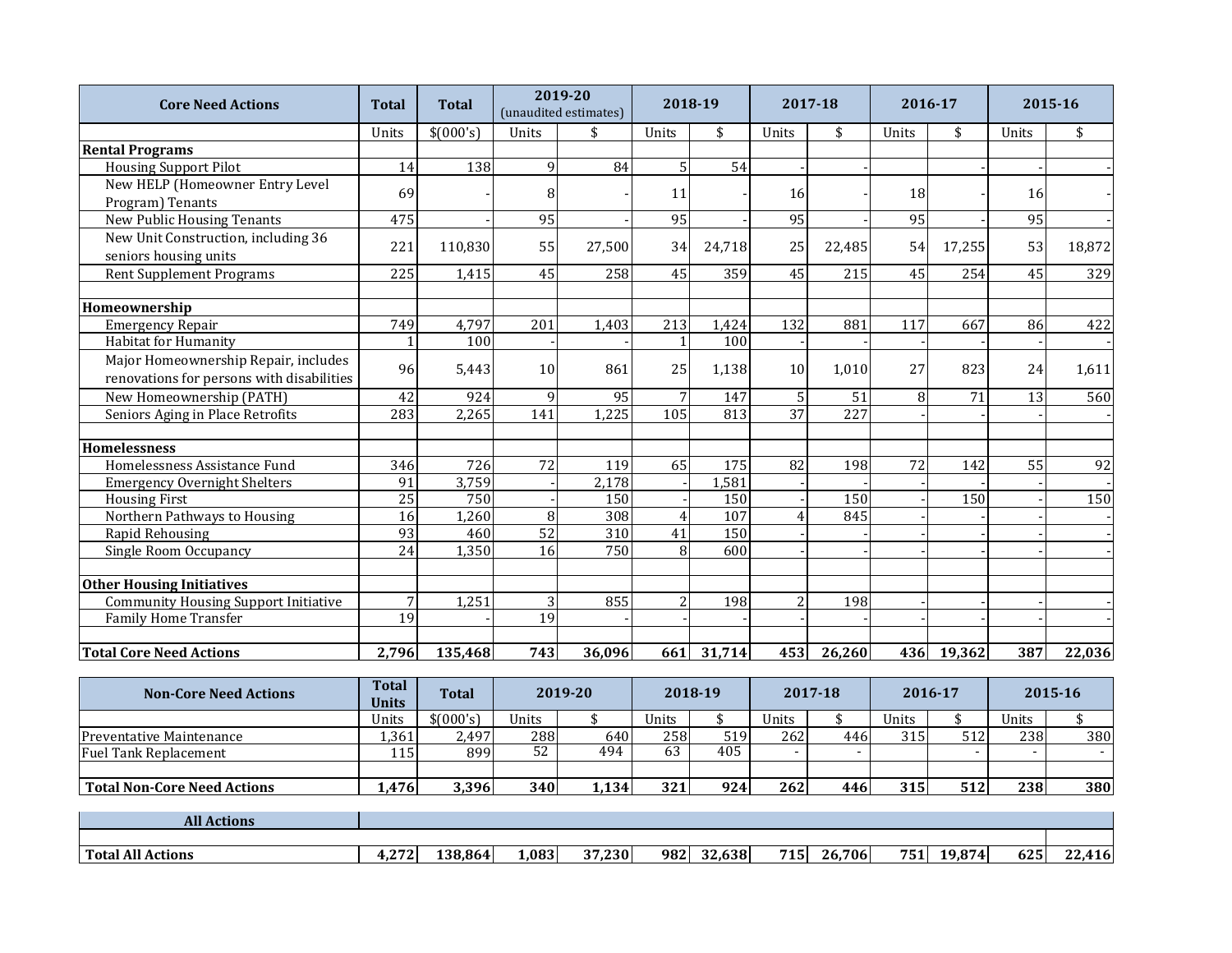| Core Need Actions | Total | Total | 2019-20 (unaudited estimates) | | 2018-19 | | 2017-18 | | 2016-17 | | 2015-16 | |
|---|---|---|---|---|---|---|---|---|---|---|---|---|
| | Units | $(000's) | Units | $ | Units | $ | Units | $ | Units | $ | Units | $ |
| **Rental Programs** | | | | | | | | | | | | |
| Housing Support Pilot | 14 | 138 | 9 | 84 | 5 | 54 | - | - | | - | - | - |
| New HELP (Homeowner Entry Level Program) Tenants | 69 | - | 8 | - | 11 | - | 16 | - | 18 | - | 16 | - |
| New Public Housing Tenants | 475 | - | 95 | - | 95 | - | 95 | - | 95 | - | 95 | - |
| New Unit Construction, including 36 seniors housing units | 221 | 110,830 | 55 | 27,500 | 34 | 24,718 | 25 | 22,485 | 54 | 17,255 | 53 | 18,872 |
| Rent Supplement Programs | 225 | 1,415 | 45 | 258 | 45 | 359 | 45 | 215 | 45 | 254 | 45 | 329 |
| | | | | | | | | | | | | |
| **Homeownership** | | | | | | | | | | | | |
| Emergency Repair | 749 | 4,797 | 201 | 1,403 | 213 | 1,424 | 132 | 881 | 117 | 667 | 86 | 422 |
| Habitat for Humanity | 1 | 100 | - | - | 1 | 100 | - | - | - | - | - | - |
| Major Homeownership Repair, includes renovations for persons with disabilities | 96 | 5,443 | 10 | 861 | 25 | 1,138 | 10 | 1,010 | 27 | 823 | 24 | 1,611 |
| New Homeownership (PATH) | 42 | 924 | 9 | 95 | 7 | 147 | 5 | 51 | 8 | 71 | 13 | 560 |
| Seniors Aging in Place Retrofits | 283 | 2,265 | 141 | 1,225 | 105 | 813 | 37 | 227 | - | - | - | - |
| | | | | | | | | | | | | |
| **Homelessness** | | | | | | | | | | | | |
| Homelessness Assistance Fund | 346 | 726 | 72 | 119 | 65 | 175 | 82 | 198 | 72 | 142 | 55 | 92 |
| Emergency Overnight Shelters | 91 | 3,759 | - | 2,178 | - | 1,581 | - | - | - | - | - | - |
| Housing First | 25 | 750 | - | 150 | - | 150 | - | 150 | - | 150 | - | 150 |
| Northern Pathways to Housing | 16 | 1,260 | 8 | 308 | 4 | 107 | 4 | 845 | - | - | - | - |
| Rapid Rehousing | 93 | 460 | 52 | 310 | 41 | 150 | - | - | - | - | - | - |
| Single Room Occupancy | 24 | 1,350 | 16 | 750 | 8 | 600 | - | - | - | - | - | - |
| | | | | | | | | | | | | |
| **Other Housing Initiatives** | | | | | | | | | | | | |
| Community Housing Support Initiative | 7 | 1,251 | 3 | 855 | 2 | 198 | 2 | 198 | - | - | - | - |
| Family Home Transfer | 19 | - | 19 | - | - | - | - | - | - | - | - | - |
| | | | | | | | | | | | | |
| **Total Core Need Actions** | **2,796** | **135,468** | **743** | **36,096** | **661** | **31,714** | **453** | **26,260** | **436** | **19,362** | **387** | **22,036** |

| Non-Core Need Actions | Total Units | Total | 2019-20 | | 2018-19 | | 2017-18 | | 2016-17 | | 2015-16 | |
|---|---|---|---|---|---|---|---|---|---|---|---|---|
| | Units | $(000's) | Units | $ | Units | $ | Units | $ | Units | $ | Units | $ |
| Preventative Maintenance | 1,361 | 2,497 | 288 | 640 | 258 | 519 | 262 | 446 | 315 | 512 | 238 | 380 |
| Fuel Tank Replacement | 115 | 899 | 52 | 494 | 63 | 405 | - | - | | - | - | - |
| | | | | | | | | | | | | |
| **Total Non-Core Need Actions** | **1,476** | **3,396** | **340** | **1,134** | **321** | **924** | **262** | **446** | **315** | **512** | **238** | **380** |

| All Actions | | | | | | | | | | | | |
|---|---|---|---|---|---|---|---|---|---|---|---|---|
| | | | | | | | | | | | | |
| **Total All Actions** | **4,272** | **138,864** | **1,083** | **37,230** | **982** | **32,638** | **715** | **26,706** | **751** | **19,874** | **625** | **22,416** |